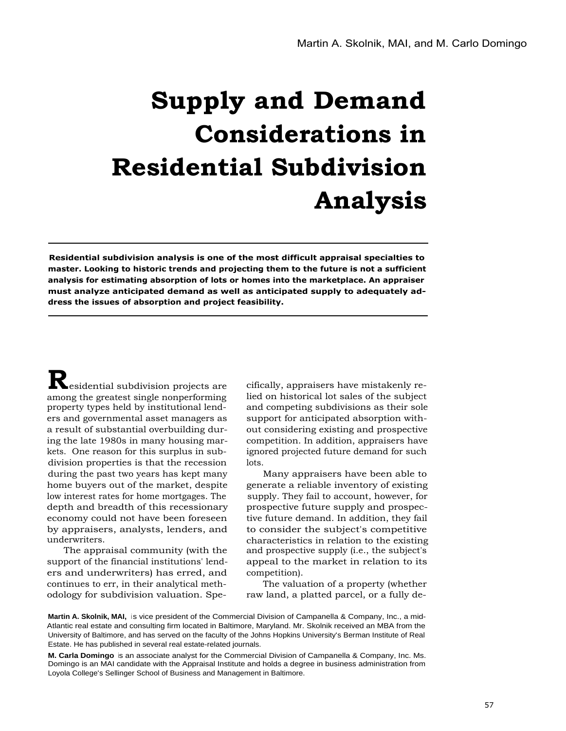Martin A. Skolnik, MAI, and M. Carlo Domingo

# Supply and Demand Considerations in Residential Subdivision Analysis

**Residential subdivision analysis is one of the most difficult appraisal specialties to master. Looking to historic trends and projecting them to the future is not a sufficient analysis for estimating absorption of lots or homes into the marketplace. An appraiser must analyze anticipated demand as well as anticipated supply to adequately address the issues of absorption and project feasibility.**

Residential subdivision projects are among the greatest single nonperforming property types held by institutional lenders and governmental asset managers as a result of substantial overbuilding during the late 1980s in many housing markets. One reason for this surplus in subdivision properties is that the recession during the past two years has kept many home buyers out of the market, despite low interest rates for home mortgages. The depth and breadth of this recessionary economy could not have been foreseen by appraisers, analysts, lenders, and underwriters.

The appraisal community (with the support of the financial institutions' lenders and underwriters) has erred, and continues to err, in their analytical methodology for subdivision valuation. Specifically, appraisers have mistakenly relied on historical lot sales of the subject and competing subdivisions as their sole support for anticipated absorption without considering existing and prospective competition. In addition, appraisers have ignored projected future demand for such lots.

Many appraisers have been able to generate a reliable inventory of existing supply. They fail to account, however, for prospective future supply and prospective future demand. In addition, they fail to consider the subject's competitive characteristics in relation to the existing and prospective supply (i.e., the subject's appeal to the market in relation to its competition).

The valuation of a property (whether raw land, a platted parcel, or a fully de-

**Martin A. Skolnik, MAI,** is vice president of the Commercial Division of Campanella & Company, Inc., a mid-Atlantic real estate and consulting firm located in Baltimore, Maryland. Mr. Skolnik received an MBA from the University of Baltimore, and has served on the faculty of the Johns Hopkins University's Berman Institute of Real Estate. He has published in several real estate-related journals.

**M. Carla Domingo** is an associate analyst for the Commercial Division of Campanella & Company, Inc. Ms. Domingo is an MAI candidate with the Appraisal Institute and holds a degree in business administration from Loyola College's Sellinger School of Business and Management in Baltimore.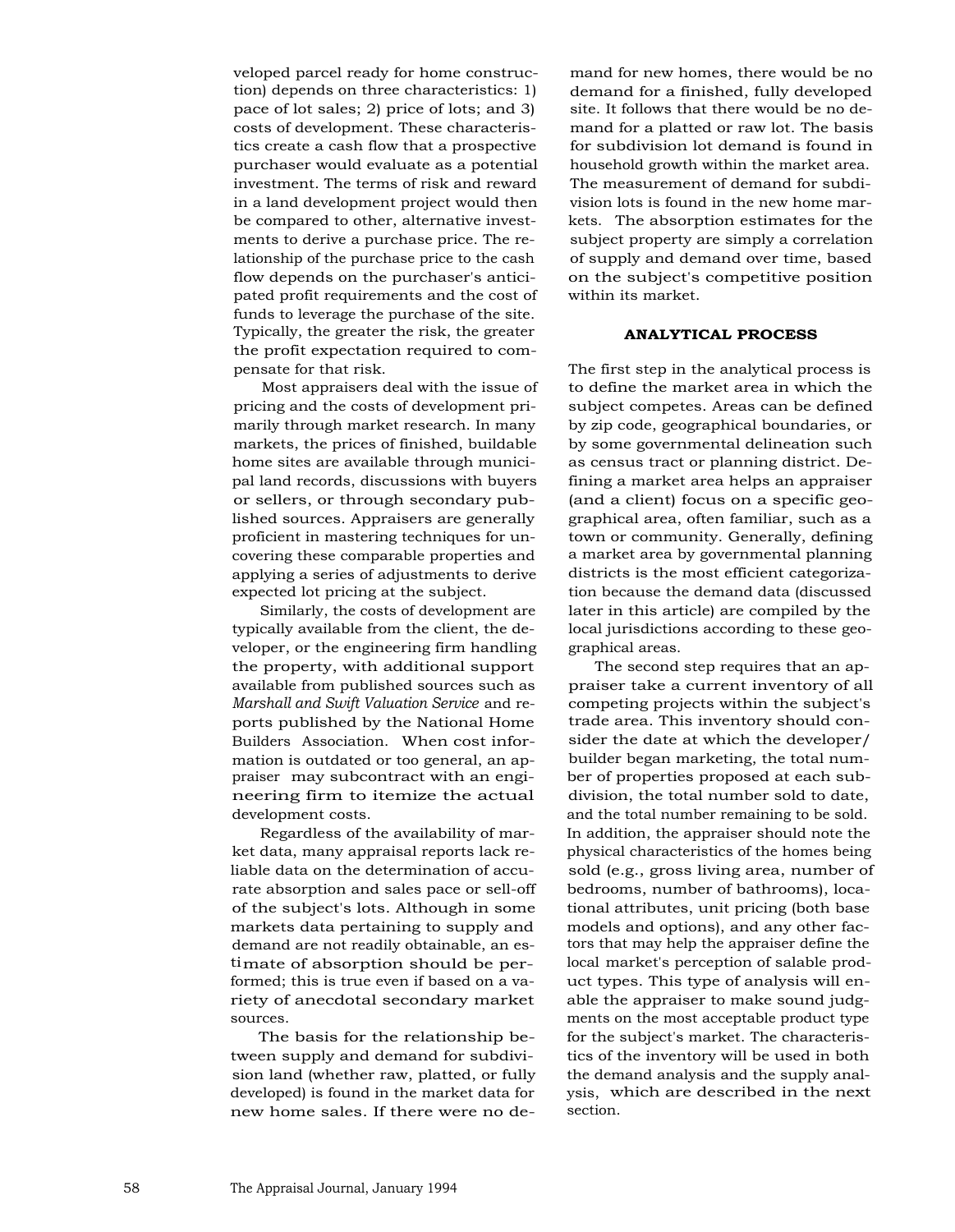veloped parcel ready for home construction) depends on three characteristics: 1) pace of lot sales; 2) price of lots; and 3) costs of development. These characteristics create a cash flow that a prospective purchaser would evaluate as a potential investment. The terms of risk and reward in a land development project would then be compared to other, alternative investments to derive a purchase price. The relationship of the purchase price to the cash flow depends on the purchaser's anticipated profit requirements and the cost of funds to leverage the purchase of the site. Typically, the greater the risk, the greater the profit expectation required to compensate for that risk.

Most appraisers deal with the issue of pricing and the costs of development primarily through market research. In many markets, the prices of finished, buildable home sites are available through municipal land records, discussions with buyers or sellers, or through secondary published sources. Appraisers are generally proficient in mastering techniques for uncovering these comparable properties and applying a series of adjustments to derive expected lot pricing at the subject.

Similarly, the costs of development are typically available from the client, the developer, or the engineering firm handling the property, with additional support available from published sources such as *Marshall and Swift Valuation Service* and reports published by the National Home Builders Association. When cost information is outdated or too general, an appraiser may subcontract with an engineering firm to itemize the actual development costs.

Regardless of the availability of market data, many appraisal reports lack reliable data on the determination of accurate absorption and sales pace or sell-off of the subject's lots. Although in some markets data pertaining to supply and demand are not readily obtainable, an estimate of absorption should be performed; this is true even if based on a variety of anecdotal secondary market sources.

The basis for the relationship between supply and demand for subdivision land (whether raw, platted, or fully developed) is found in the market data for new home sales. If there were no demand for new homes, there would be no demand for a finished, fully developed site. It follows that there would be no demand for a platted or raw lot. The basis for subdivision lot demand is found in household growth within the market area. The measurement of demand for subdivision lots is found in the new home markets. The absorption estimates for the subject property are simply a correlation of supply and demand over time, based on the subject's competitive position within its market.

## ANALYTICAL PROCESS

The first step in the analytical process is to define the market area in which the subject competes. Areas can be defined by zip code, geographical boundaries, or by some governmental delineation such as census tract or planning district. Defining a market area helps an appraiser (and a client) focus on a specific geographical area, often familiar, such as a town or community. Generally, defining a market area by governmental planning districts is the most efficient categorization because the demand data (discussed later in this article) are compiled by the local jurisdictions according to these geographical areas.

The second step requires that an appraiser take a current inventory of all competing projects within the subject's trade area. This inventory should consider the date at which the developer/builder began marketing, the total number of properties proposed at each subdivision, the total number sold to date, and the total number remaining to be sold. In addition, the appraiser should note the physical characteristics of the homes being sold (e.g., gross living area, number of bedrooms, number of bathrooms), locational attributes, unit pricing (both base models and options), and any other factors that may help the appraiser define the local market's perception of salable product types. This type of analysis will enable the appraiser to make sound judgments on the most acceptable product type for the subject's market. The characteristics of the inventory will be used in both the demand analysis and the supply analysis, which are described in the next section.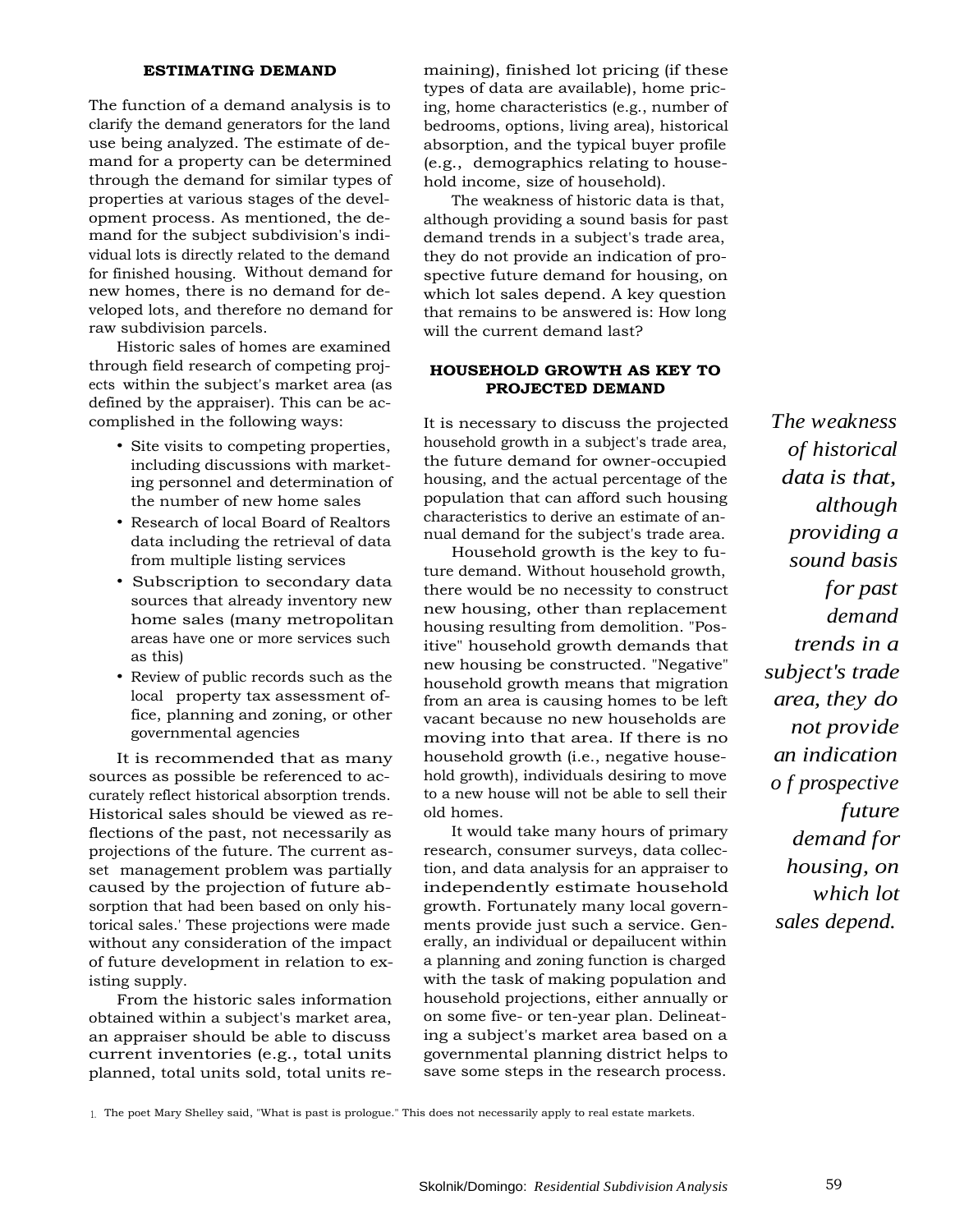## ESTIMATING DEMAND

The function of a demand analysis is to clarify the demand generators for the land use being analyzed. The estimate of demand for a property can be determined through the demand for similar types of properties at various stages of the development process. As mentioned, the demand for the subject subdivision's individual lots is directly related to the demand for finished housing. Without demand for new homes, there is no demand for developed lots, and therefore no demand for raw subdivision parcels.

Historic sales of homes are examined through field research of competing projects within the subject's market area (as defined by the appraiser). This can be accomplished in the following ways:

- Site visits to competing properties, including discussions with marketing personnel and determination of the number of new home sales
- Research of local Board of Realtors data including the retrieval of data from multiple listing services
- Subscription to secondary data sources that already inventory new home sales (many metropolitan areas have one or more services such as this)
- Review of public records such as the local property tax assessment office, planning and zoning, or other governmental agencies

It is recommended that as many sources as possible be referenced to accurately reflect historical absorption trends. Historical sales should be viewed as reflections of the past, not necessarily as projections of the future. The current asset management problem was partially caused by the projection of future absorption that had been based on only historical sales.[1] These projections were made without any consideration of the impact of future development in relation to existing supply.

From the historic sales information obtained within a subject's market area, an appraiser should be able to discuss current inventories (e.g., total units planned, total units sold, total units remaining), finished lot pricing (if these types of data are available), home pricing, home characteristics (e.g., number of bedrooms, options, living area), historical absorption, and the typical buyer profile (e.g., demographics relating to household income, size of household).

The weakness of historic data is that, although providing a sound basis for past demand trends in a subject's trade area, they do not provide an indication of prospective future demand for housing, on which lot sales depend. A key question that remains to be answered is: How long will the current demand last?

## HOUSEHOLD GROWTH AS KEY TO PROJECTED DEMAND

It is necessary to discuss the projected household growth in a subject's trade area, the future demand for owner-occupied housing, and the actual percentage of the population that can afford such housing characteristics to derive an estimate of annual demand for the subject's trade area.

Household growth is the key to future demand. Without household growth, there would be no necessity to construct new housing, other than replacement housing resulting from demolition. "Positive" household growth demands that new housing be constructed. "Negative" household growth means that migration from an area is causing homes to be left vacant because no new households are moving into that area. If there is no household growth (i.e., negative household growth), individuals desiring to move to a new house will not be able to sell their old homes.

It would take many hours of primary research, consumer surveys, data collection, and data analysis for an appraiser to independently estimate household growth. Fortunately many local governments provide just such a service. Generally, an individual or depailucent within a planning and zoning function is charged with the task of making population and household projections, either annually or on some five- or ten-year plan. Delineating a subject's market area based on a governmental planning district helps to save some steps in the research process.

*The weakness of historical data is that, although providing a sound basis for past demand trends in a subject's trade area, they do not provide an indication o f prospective future demand for housing, on which lot sales depend.*

1. The poet Mary Shelley said, "What is past is prologue." This does not necessarily apply to real estate markets.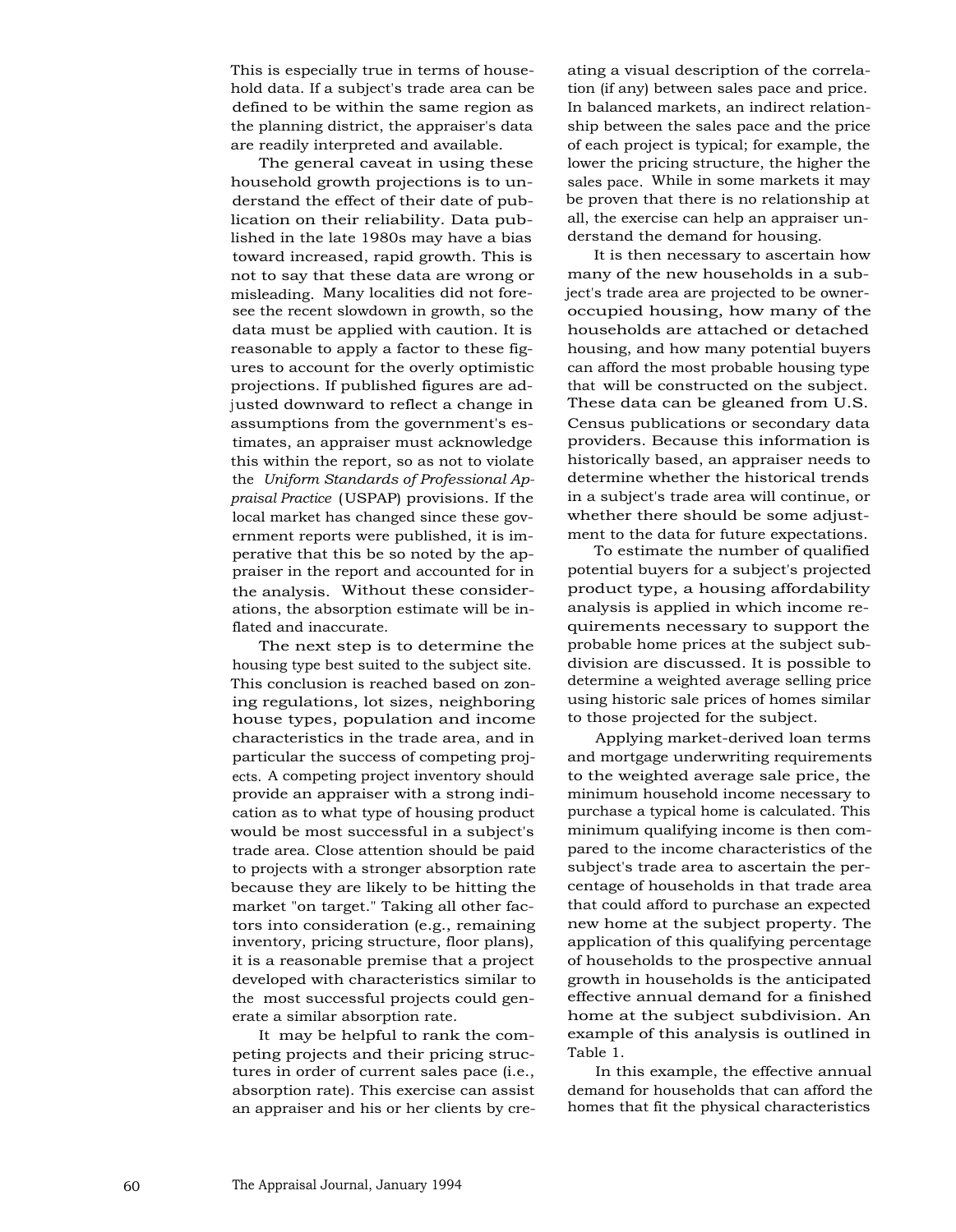This is especially true in terms of household data. If a subject's trade area can be defined to be within the same region as the planning district, the appraiser's data are readily interpreted and available.

The general caveat in using these household growth projections is to understand the effect of their date of publication on their reliability. Data published in the late 1980s may have a bias toward increased, rapid growth. This is not to say that these data are wrong or misleading. Many localities did not foresee the recent slowdown in growth, so the data must be applied with caution. It is reasonable to apply a factor to these figures to account for the overly optimistic projections. If published figures are adjusted downward to reflect a change in assumptions from the government's estimates, an appraiser must acknowledge this within the report, so as not to violate the *Uniform Standards of Professional Appraisal Practice* (USPAP) provisions. If the local market has changed since these government reports were published, it is imperative that this be so noted by the appraiser in the report and accounted for in the analysis. Without these considerations, the absorption estimate will be inflated and inaccurate.

The next step is to determine the housing type best suited to the subject site. This conclusion is reached based on zoning regulations, lot sizes, neighboring house types, population and income characteristics in the trade area, and in particular the success of competing projects. A competing project inventory should provide an appraiser with a strong indication as to what type of housing product would be most successful in a subject's trade area. Close attention should be paid to projects with a stronger absorption rate because they are likely to be hitting the market "on target." Taking all other factors into consideration (e.g., remaining inventory, pricing structure, floor plans), it is a reasonable premise that a project developed with characteristics similar to the most successful projects could generate a similar absorption rate.

It may be helpful to rank the competing projects and their pricing structures in order of current sales pace (i.e., absorption rate). This exercise can assist an appraiser and his or her clients by creating a visual description of the correlation (if any) between sales pace and price. In balanced markets, an indirect relationship between the sales pace and the price of each project is typical; for example, the lower the pricing structure, the higher the sales pace. While in some markets it may be proven that there is no relationship at all, the exercise can help an appraiser understand the demand for housing.

It is then necessary to ascertain how many of the new households in a subject's trade area are projected to be owner-occupied housing, how many of the households are attached or detached housing, and how many potential buyers can afford the most probable housing type that will be constructed on the subject. These data can be gleaned from U.S. Census publications or secondary data providers. Because this information is historically based, an appraiser needs to determine whether the historical trends in a subject's trade area will continue, or whether there should be some adjustment to the data for future expectations.

To estimate the number of qualified potential buyers for a subject's projected product type, a housing affordability analysis is applied in which income requirements necessary to support the probable home prices at the subject subdivision are discussed. It is possible to determine a weighted average selling price using historic sale prices of homes similar to those projected for the subject.

Applying market-derived loan terms and mortgage underwriting requirements to the weighted average sale price, the minimum household income necessary to purchase a typical home is calculated. This minimum qualifying income is then compared to the income characteristics of the subject's trade area to ascertain the percentage of households in that trade area that could afford to purchase an expected new home at the subject property. The application of this qualifying percentage of households to the prospective annual growth in households is the anticipated effective annual demand for a finished home at the subject subdivision. An example of this analysis is outlined in Table 1.

In this example, the effective annual demand for households that can afford the homes that fit the physical characteristics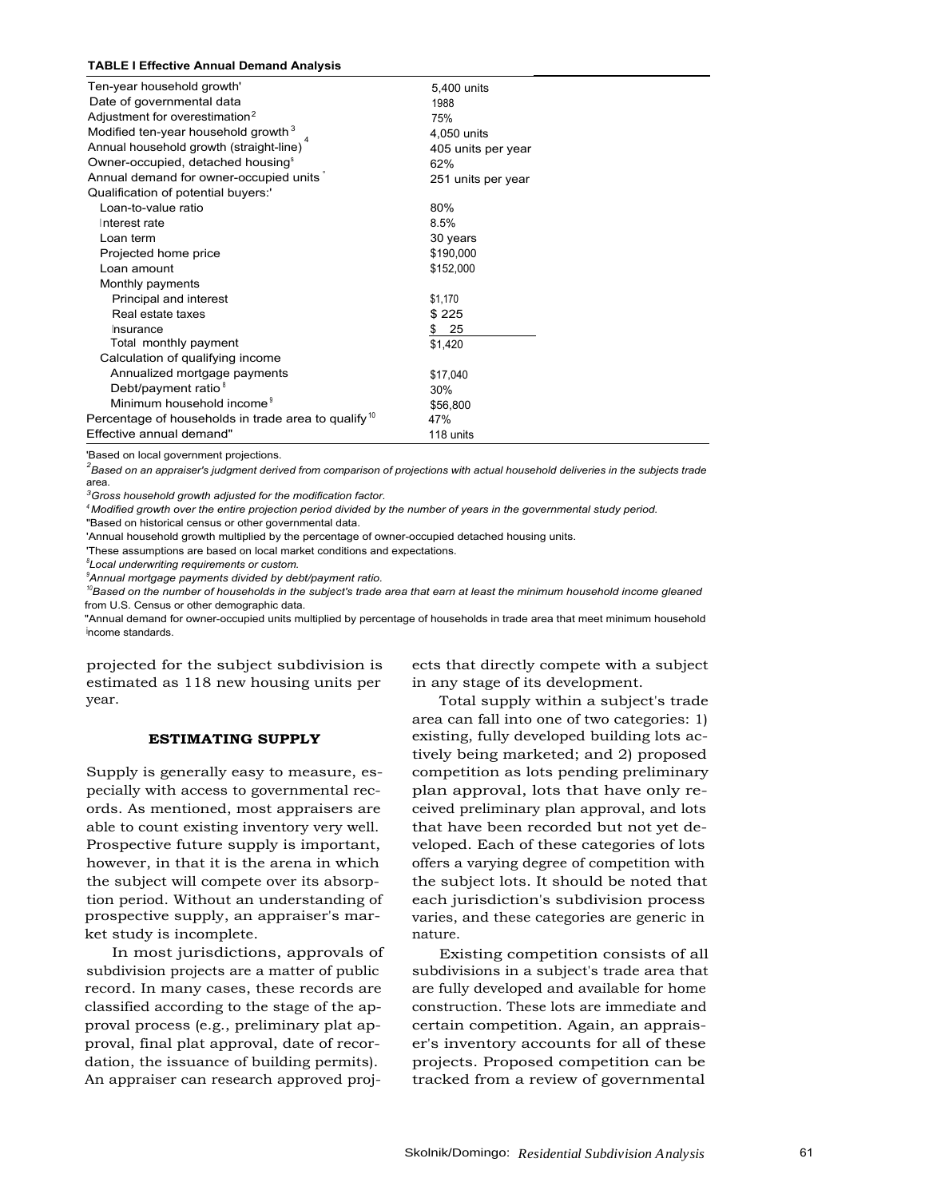**TABLE I Effective Annual Demand Analysis**

| | |
|---|---|
| Ten-year household growth[1] | 5,400 units |
| Date of governmental data | 1988 |
| Adjustment for overestimation[2] | 75% |
| Modified ten-year household growth[3] | 4,050 units |
| Annual household growth (straight-line)[4] | 405 units per year |
| Owner-occupied, detached housing[5] | 62% |
| Annual demand for owner-occupied units[6] | 251 units per year |
| Qualification of potential buyers:[7] | |
| Loan-to-value ratio | 80% |
| Interest rate | 8.5% |
| Loan term | 30 years |
| Projected home price | $190,000 |
| Loan amount | $152,000 |
| Monthly payments | |
| Principal and interest | $1,170 |
| Real estate taxes | $ 225 |
| Insurance | $ 25 |
| Total monthly payment | $1,420 |
| Calculation of qualifying income | |
| Annualized mortgage payments | $17,040 |
| Debt/payment ratio[8] | 30% |
| Minimum household income[9] | $56,800 |
| Percentage of households in trade area to qualify[10] | 47% |
| Effective annual demand[11] | 118 units |

[1]Based on local government projections.
[2]*Based on an appraiser's judgment derived from comparison of projections with actual household deliveries in the subjects trade area.*
[3]*Gross household growth adjusted for the modification factor.*
[4]*Modified growth over the entire projection period divided by the number of years in the governmental study period.*
[5]Based on historical census or other governmental data.
[6]Annual household growth multiplied by the percentage of owner-occupied detached housing units.
[7]These assumptions are based on local market conditions and expectations.
[8]*Local underwriting requirements or custom.*
[9]*Annual mortgage payments divided by debt/payment ratio.*
[10]*Based on the number of households in the subject's trade area that earn at least the minimum household income gleaned* from U.S. Census or other demographic data.
[11]Annual demand for owner-occupied units multiplied by percentage of households in trade area that meet minimum household income standards.

projected for the subject subdivision is estimated as 118 new housing units per year.

#### ESTIMATING SUPPLY

Supply is generally easy to measure, especially with access to governmental records. As mentioned, most appraisers are able to count existing inventory very well. Prospective future supply is important, however, in that it is the arena in which the subject will compete over its absorption period. Without an understanding of prospective supply, an appraiser's market study is incomplete.

In most jurisdictions, approvals of subdivision projects are a matter of public record. In many cases, these records are classified according to the stage of the approval process (e.g., preliminary plat approval, final plat approval, date of recordation, the issuance of building permits). An appraiser can research approved projects that directly compete with a subject in any stage of its development.

Total supply within a subject's trade area can fall into one of two categories: 1) existing, fully developed building lots actively being marketed; and 2) proposed competition as lots pending preliminary plan approval, lots that have only received preliminary plan approval, and lots that have been recorded but not yet developed. Each of these categories of lots offers a varying degree of competition with the subject lots. It should be noted that each jurisdiction's subdivision process varies, and these categories are generic in nature.

Existing competition consists of all subdivisions in a subject's trade area that are fully developed and available for home construction. These lots are immediate and certain competition. Again, an appraiser's inventory accounts for all of these projects. Proposed competition can be tracked from a review of governmental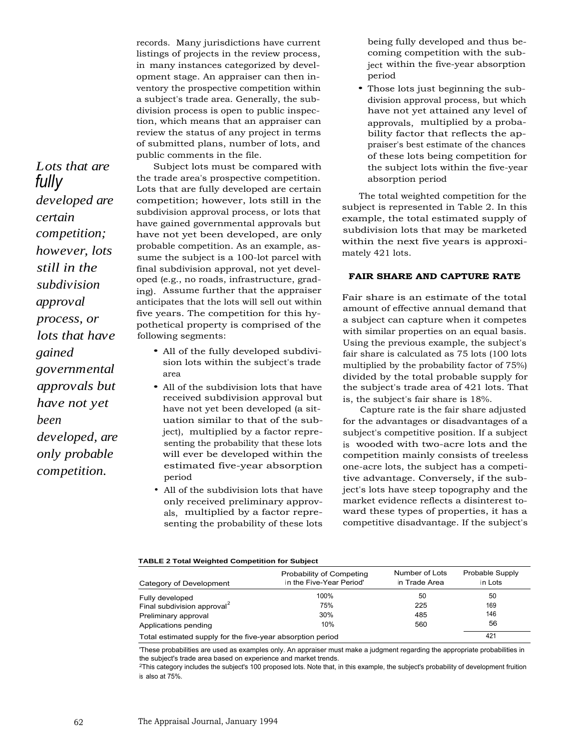records. Many jurisdictions have current listings of projects in the review process, in many instances categorized by development stage. An appraiser can then inventory the prospective competition within a subject's trade area. Generally, the subdivision process is open to public inspection, which means that an appraiser can review the status of any project in terms of submitted plans, number of lots, and public comments in the file.

*Lots that are fully developed are certain competition; however, lots still in the subdivision approval process, or lots that have gained governmental approvals but have not yet been developed, are only probable competition.*

Subject lots must be compared with the trade area's prospective competition. Lots that are fully developed are certain competition; however, lots still in the subdivision approval process, or lots that have gained governmental approvals but have not yet been developed, are only probable competition. As an example, assume the subject is a 100-lot parcel with final subdivision approval, not yet developed (e.g., no roads, infrastructure, grading). Assume further that the appraiser anticipates that the lots will sell out within five years. The competition for this hypothetical property is comprised of the following segments:

- All of the fully developed subdivision lots within the subject's trade area
- All of the subdivision lots that have received subdivision approval but have not yet been developed (a situation similar to that of the subject), multiplied by a factor representing the probability that these lots will ever be developed within the estimated five-year absorption period
- All of the subdivision lots that have only received preliminary approvals, multiplied by a factor representing the probability of these lots being fully developed and thus becoming competition with the subject within the five-year absorption period
- Those lots just beginning the subdivision approval process, but which have not yet attained any level of approvals, multiplied by a probability factor that reflects the appraiser's best estimate of the chances of these lots being competition for the subject lots within the five-year absorption period

The total weighted competition for the subject is represented in Table 2. In this example, the total estimated supply of subdivision lots that may be marketed within the next five years is approximately 421 lots.

### FAIR SHARE AND CAPTURE RATE

Fair share is an estimate of the total amount of effective annual demand that a subject can capture when it competes with similar properties on an equal basis. Using the previous example, the subject's fair share is calculated as 75 lots (100 lots multiplied by the probability factor of 75%) divided by the total probable supply for the subject's trade area of 421 lots. That is, the subject's fair share is 18%.

Capture rate is the fair share adjusted for the advantages or disadvantages of a subject's competitive position. If a subject is wooded with two-acre lots and the competition mainly consists of treeless one-acre lots, the subject has a competitive advantage. Conversely, if the subject's lots have steep topography and the market evidence reflects a disinterest toward these types of properties, it has a competitive disadvantage. If the subject's

**TABLE 2 Total Weighted Competition for Subject**

| Category of Development | Probability of Competing in the Five-Year Period[1] | Number of Lots in Trade Area | Probable Supply in Lots |
|---|---|---|---|
| Fully developed | 100% | 50 | 50 |
| Final subdivision approval[2] | 75% | 225 | 169 |
| Preliminary approval | 30% | 485 | 146 |
| Applications pending | 10% | 560 | 56 |
| Total estimated supply for the five-year absorption period | | | 421 |

[1]These probabilities are used as examples only. An appraiser must make a judgment regarding the appropriate probabilities in the subject's trade area based on experience and market trends.

[2]This category includes the subject's 100 proposed lots. Note that, in this example, the subject's probability of development fruition is also at 75%.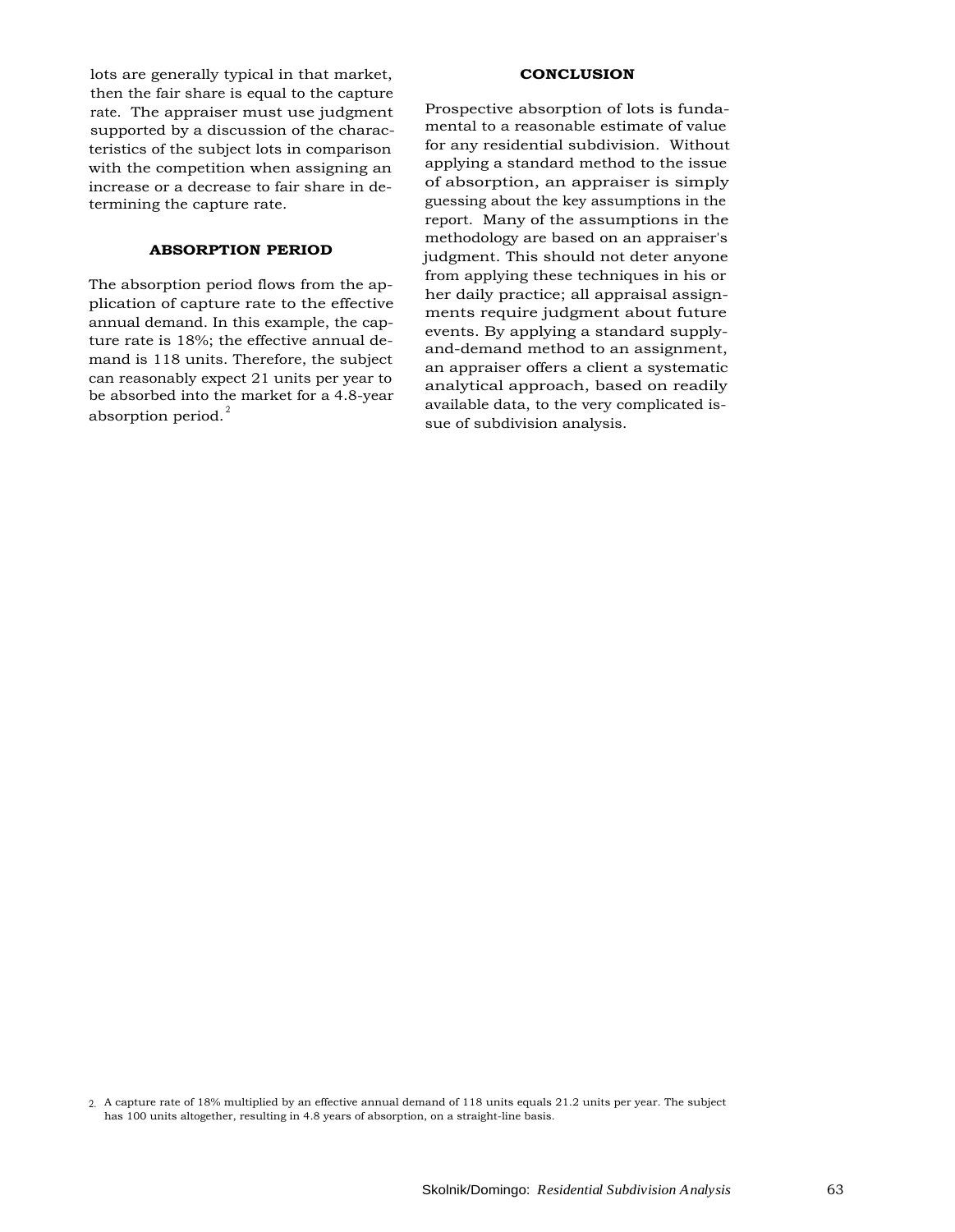lots are generally typical in that market, then the fair share is equal to the capture rate. The appraiser must use judgment supported by a discussion of the characteristics of the subject lots in comparison with the competition when assigning an increase or a decrease to fair share in determining the capture rate.

### ABSORPTION PERIOD

The absorption period flows from the application of capture rate to the effective annual demand. In this example, the capture rate is 18%; the effective annual demand is 118 units. Therefore, the subject can reasonably expect 21 units per year to be absorbed into the market for a 4.8-year absorption period.[2]

### CONCLUSION

Prospective absorption of lots is fundamental to a reasonable estimate of value for any residential subdivision. Without applying a standard method to the issue of absorption, an appraiser is simply guessing about the key assumptions in the report. Many of the assumptions in the methodology are based on an appraiser's judgment. This should not deter anyone from applying these techniques in his or her daily practice; all appraisal assignments require judgment about future events. By applying a standard supply-and-demand method to an assignment, an appraiser offers a client a systematic analytical approach, based on readily available data, to the very complicated issue of subdivision analysis.

2. A capture rate of 18% multiplied by an effective annual demand of 118 units equals 21.2 units per year. The subject has 100 units altogether, resulting in 4.8 years of absorption, on a straight-line basis.